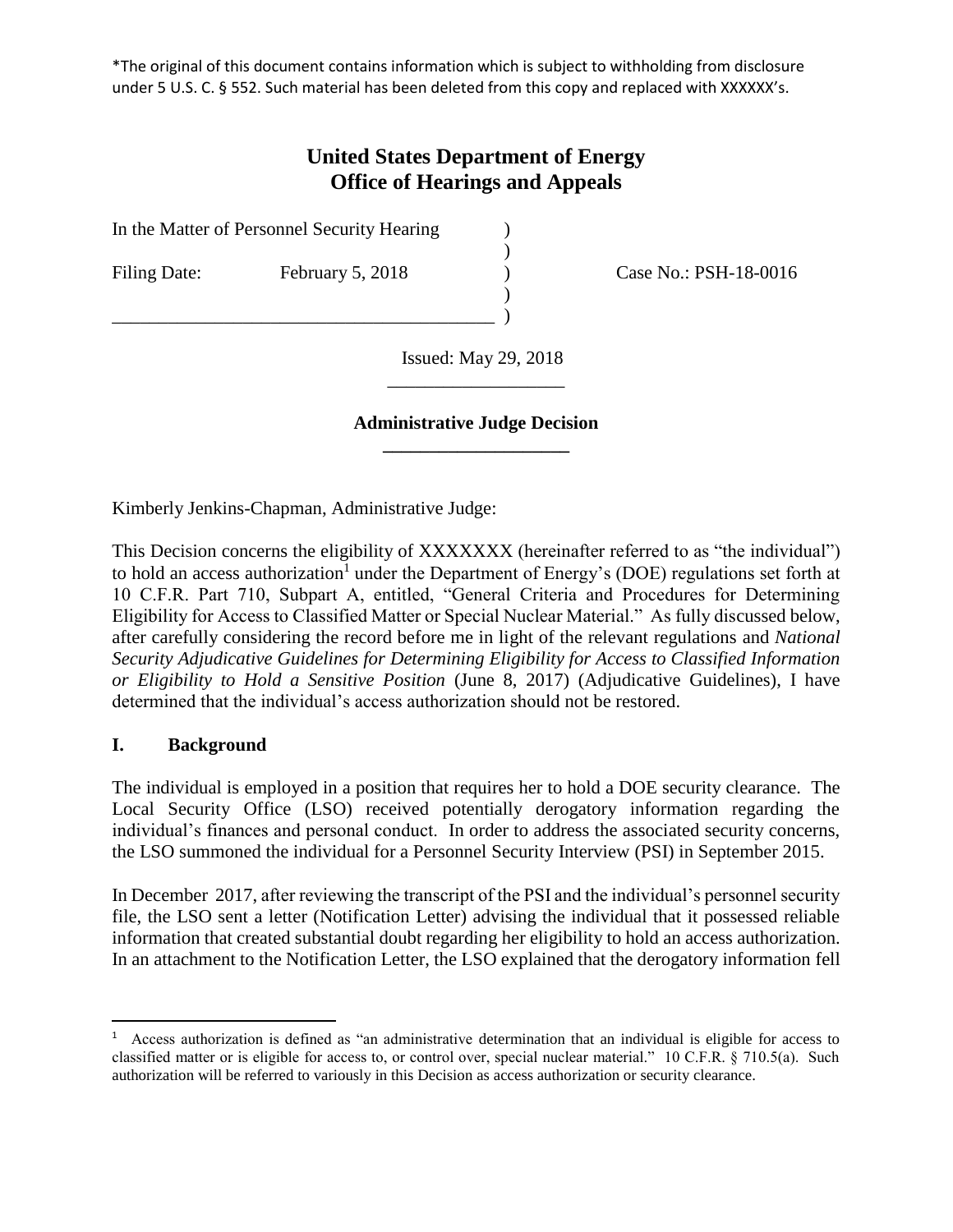*The original of this document contains information which is subject to withholding from disclosure under 5 U.S. C. § 552. Such material has been deleted from this copy and replaced with XXXXXX's.

# United States Department of Energy
# Office of Hearings and Appeals

In the Matter of Personnel Security Hearing )
)
Filing Date: February 5, 2018 ) Case No.: PSH-18-0016
)
\_\_\_\_\_\_\_\_\_\_\_\_\_\_\_\_\_\_\_\_\_\_\_\_\_\_\_\_\_\_\_\_\_\_\_\_\_\_\_\_\_ )

Issued: May 29, 2018

## Administrative Judge Decision

Kimberly Jenkins-Chapman, Administrative Judge:

This Decision concerns the eligibility of XXXXXXX (hereinafter referred to as "the individual") to hold an access authorization[1] under the Department of Energy's (DOE) regulations set forth at 10 C.F.R. Part 710, Subpart A, entitled, "General Criteria and Procedures for Determining Eligibility for Access to Classified Matter or Special Nuclear Material." As fully discussed below, after carefully considering the record before me in light of the relevant regulations and *National Security Adjudicative Guidelines for Determining Eligibility for Access to Classified Information or Eligibility to Hold a Sensitive Position* (June 8, 2017) (Adjudicative Guidelines), I have determined that the individual's access authorization should not be restored.

### I. Background

The individual is employed in a position that requires her to hold a DOE security clearance. The Local Security Office (LSO) received potentially derogatory information regarding the individual's finances and personal conduct. In order to address the associated security concerns, the LSO summoned the individual for a Personnel Security Interview (PSI) in September 2015.

In December 2017, after reviewing the transcript of the PSI and the individual's personnel security file, the LSO sent a letter (Notification Letter) advising the individual that it possessed reliable information that created substantial doubt regarding her eligibility to hold an access authorization. In an attachment to the Notification Letter, the LSO explained that the derogatory information fell

[1] Access authorization is defined as "an administrative determination that an individual is eligible for access to classified matter or is eligible for access to, or control over, special nuclear material." 10 C.F.R. § 710.5(a). Such authorization will be referred to variously in this Decision as access authorization or security clearance.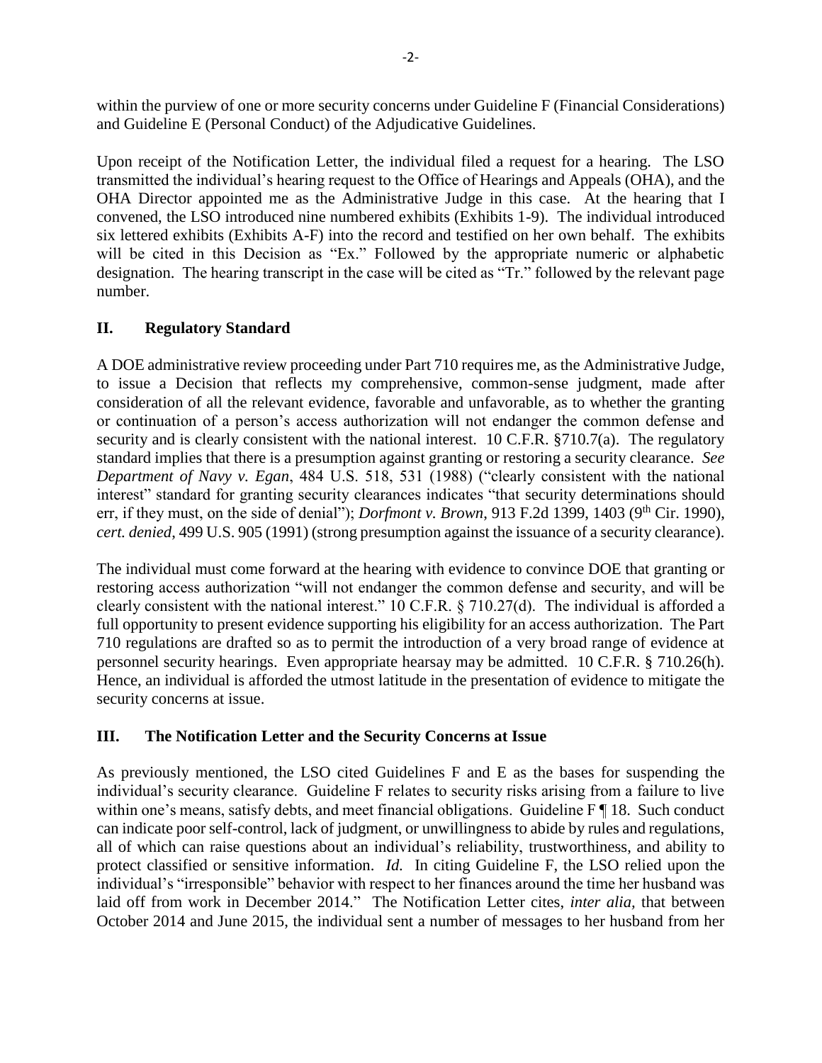within the purview of one or more security concerns under Guideline F (Financial Considerations) and Guideline E (Personal Conduct) of the Adjudicative Guidelines.

Upon receipt of the Notification Letter, the individual filed a request for a hearing. The LSO transmitted the individual's hearing request to the Office of Hearings and Appeals (OHA), and the OHA Director appointed me as the Administrative Judge in this case. At the hearing that I convened, the LSO introduced nine numbered exhibits (Exhibits 1-9). The individual introduced six lettered exhibits (Exhibits A-F) into the record and testified on her own behalf. The exhibits will be cited in this Decision as "Ex." Followed by the appropriate numeric or alphabetic designation. The hearing transcript in the case will be cited as "Tr." followed by the relevant page number.

## II. Regulatory Standard

A DOE administrative review proceeding under Part 710 requires me, as the Administrative Judge, to issue a Decision that reflects my comprehensive, common-sense judgment, made after consideration of all the relevant evidence, favorable and unfavorable, as to whether the granting or continuation of a person's access authorization will not endanger the common defense and security and is clearly consistent with the national interest. 10 C.F.R. §710.7(a). The regulatory standard implies that there is a presumption against granting or restoring a security clearance. *See Department of Navy v. Egan*, 484 U.S. 518, 531 (1988) ("clearly consistent with the national interest" standard for granting security clearances indicates "that security determinations should err, if they must, on the side of denial"); *Dorfmont v. Brown*, 913 F.2d 1399, 1403 (9th Cir. 1990), *cert. denied*, 499 U.S. 905 (1991) (strong presumption against the issuance of a security clearance).

The individual must come forward at the hearing with evidence to convince DOE that granting or restoring access authorization "will not endanger the common defense and security, and will be clearly consistent with the national interest." 10 C.F.R. § 710.27(d). The individual is afforded a full opportunity to present evidence supporting his eligibility for an access authorization. The Part 710 regulations are drafted so as to permit the introduction of a very broad range of evidence at personnel security hearings. Even appropriate hearsay may be admitted. 10 C.F.R. § 710.26(h). Hence, an individual is afforded the utmost latitude in the presentation of evidence to mitigate the security concerns at issue.

## III. The Notification Letter and the Security Concerns at Issue

As previously mentioned, the LSO cited Guidelines F and E as the bases for suspending the individual's security clearance. Guideline F relates to security risks arising from a failure to live within one's means, satisfy debts, and meet financial obligations. Guideline F ¶ 18. Such conduct can indicate poor self-control, lack of judgment, or unwillingness to abide by rules and regulations, all of which can raise questions about an individual's reliability, trustworthiness, and ability to protect classified or sensitive information. *Id.* In citing Guideline F, the LSO relied upon the individual's "irresponsible" behavior with respect to her finances around the time her husband was laid off from work in December 2014." The Notification Letter cites, *inter alia,* that between October 2014 and June 2015, the individual sent a number of messages to her husband from her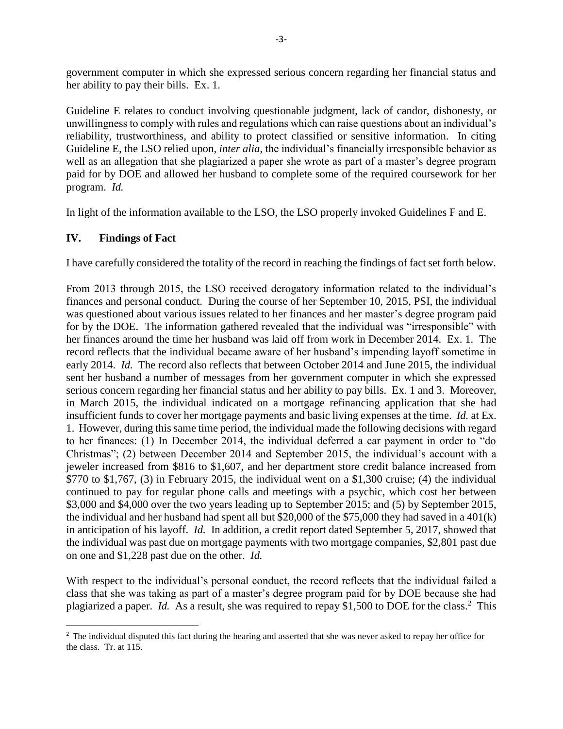government computer in which she expressed serious concern regarding her financial status and her ability to pay their bills. Ex. 1.

Guideline E relates to conduct involving questionable judgment, lack of candor, dishonesty, or unwillingness to comply with rules and regulations which can raise questions about an individual's reliability, trustworthiness, and ability to protect classified or sensitive information. In citing Guideline E, the LSO relied upon, *inter alia*, the individual's financially irresponsible behavior as well as an allegation that she plagiarized a paper she wrote as part of a master's degree program paid for by DOE and allowed her husband to complete some of the required coursework for her program. *Id.*

In light of the information available to the LSO, the LSO properly invoked Guidelines F and E.

## IV. Findings of Fact

I have carefully considered the totality of the record in reaching the findings of fact set forth below.

From 2013 through 2015, the LSO received derogatory information related to the individual's finances and personal conduct. During the course of her September 10, 2015, PSI, the individual was questioned about various issues related to her finances and her master's degree program paid for by the DOE. The information gathered revealed that the individual was "irresponsible" with her finances around the time her husband was laid off from work in December 2014. Ex. 1. The record reflects that the individual became aware of her husband's impending layoff sometime in early 2014. *Id.* The record also reflects that between October 2014 and June 2015, the individual sent her husband a number of messages from her government computer in which she expressed serious concern regarding her financial status and her ability to pay bills. Ex. 1 and 3. Moreover, in March 2015, the individual indicated on a mortgage refinancing application that she had insufficient funds to cover her mortgage payments and basic living expenses at the time. *Id.* at Ex. 1. However, during this same time period, the individual made the following decisions with regard to her finances: (1) In December 2014, the individual deferred a car payment in order to "do Christmas"; (2) between December 2014 and September 2015, the individual's account with a jeweler increased from \$816 to \$1,607, and her department store credit balance increased from \$770 to \$1,767, (3) in February 2015, the individual went on a \$1,300 cruise; (4) the individual continued to pay for regular phone calls and meetings with a psychic, which cost her between \$3,000 and \$4,000 over the two years leading up to September 2015; and (5) by September 2015, the individual and her husband had spent all but \$20,000 of the \$75,000 they had saved in a 401(k) in anticipation of his layoff. *Id.* In addition, a credit report dated September 5, 2017, showed that the individual was past due on mortgage payments with two mortgage companies, \$2,801 past due on one and \$1,228 past due on the other. *Id.*

With respect to the individual's personal conduct, the record reflects that the individual failed a class that she was taking as part of a master's degree program paid for by DOE because she had plagiarized a paper. *Id.* As a result, she was required to repay \$1,500 to DOE for the class.[2] This

[2] The individual disputed this fact during the hearing and asserted that she was never asked to repay her office for the class. Tr. at 115.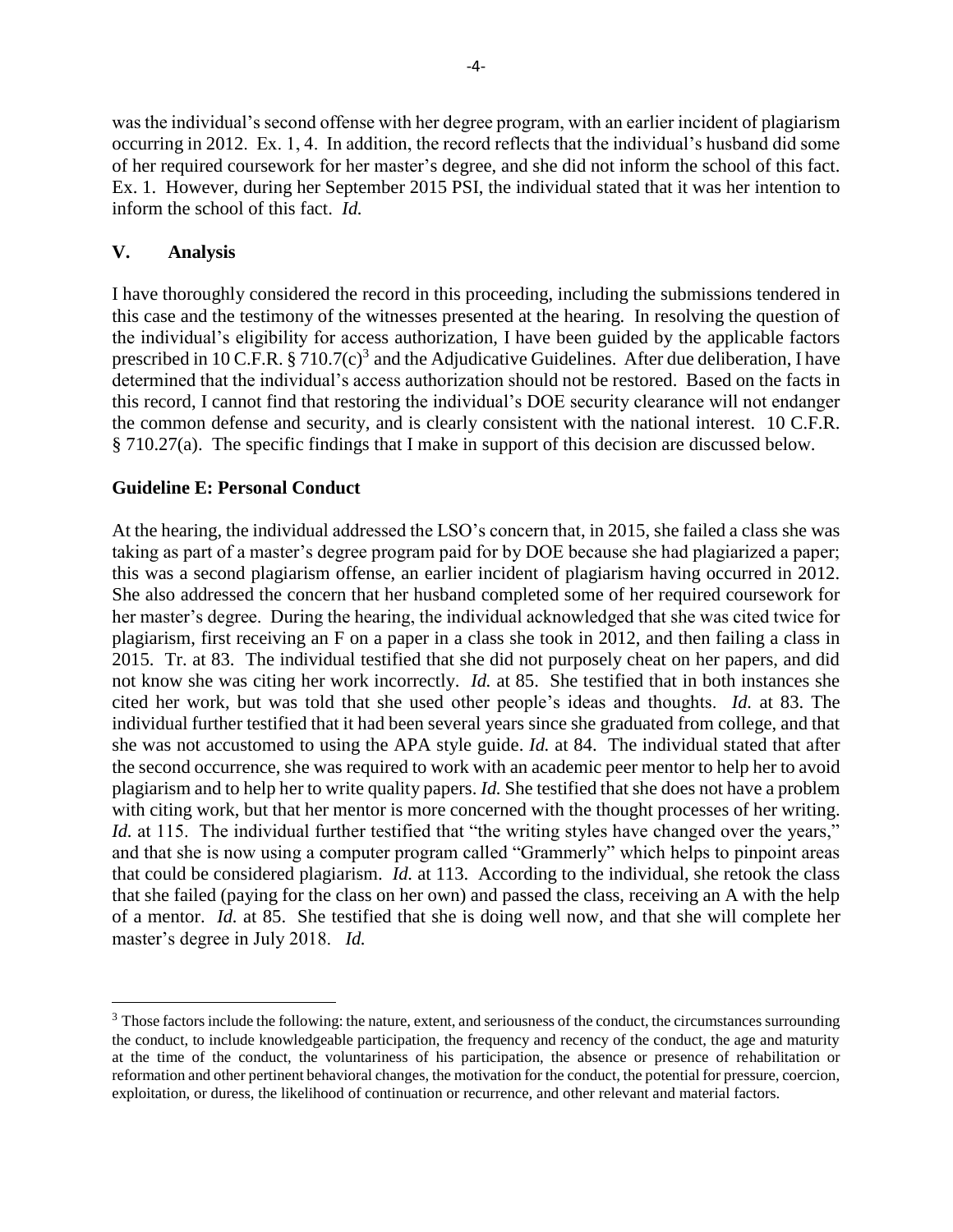was the individual's second offense with her degree program, with an earlier incident of plagiarism occurring in 2012. Ex. 1, 4. In addition, the record reflects that the individual's husband did some of her required coursework for her master's degree, and she did not inform the school of this fact. Ex. 1. However, during her September 2015 PSI, the individual stated that it was her intention to inform the school of this fact. *Id.*

## V. Analysis

I have thoroughly considered the record in this proceeding, including the submissions tendered in this case and the testimony of the witnesses presented at the hearing. In resolving the question of the individual's eligibility for access authorization, I have been guided by the applicable factors prescribed in 10 C.F.R. § 710.7(c)[3] and the Adjudicative Guidelines. After due deliberation, I have determined that the individual's access authorization should not be restored. Based on the facts in this record, I cannot find that restoring the individual's DOE security clearance will not endanger the common defense and security, and is clearly consistent with the national interest. 10 C.F.R. § 710.27(a). The specific findings that I make in support of this decision are discussed below.

### Guideline E: Personal Conduct

At the hearing, the individual addressed the LSO's concern that, in 2015, she failed a class she was taking as part of a master's degree program paid for by DOE because she had plagiarized a paper; this was a second plagiarism offense, an earlier incident of plagiarism having occurred in 2012. She also addressed the concern that her husband completed some of her required coursework for her master's degree. During the hearing, the individual acknowledged that she was cited twice for plagiarism, first receiving an F on a paper in a class she took in 2012, and then failing a class in 2015. Tr. at 83. The individual testified that she did not purposely cheat on her papers, and did not know she was citing her work incorrectly. *Id.* at 85. She testified that in both instances she cited her work, but was told that she used other people's ideas and thoughts. *Id.* at 83. The individual further testified that it had been several years since she graduated from college, and that she was not accustomed to using the APA style guide. *Id.* at 84. The individual stated that after the second occurrence, she was required to work with an academic peer mentor to help her to avoid plagiarism and to help her to write quality papers. *Id.* She testified that she does not have a problem with citing work, but that her mentor is more concerned with the thought processes of her writing. *Id.* at 115. The individual further testified that "the writing styles have changed over the years," and that she is now using a computer program called "Grammerly" which helps to pinpoint areas that could be considered plagiarism. *Id.* at 113. According to the individual, she retook the class that she failed (paying for the class on her own) and passed the class, receiving an A with the help of a mentor. *Id.* at 85. She testified that she is doing well now, and that she will complete her master's degree in July 2018. *Id.*

---

[3] Those factors include the following: the nature, extent, and seriousness of the conduct, the circumstances surrounding the conduct, to include knowledgeable participation, the frequency and recency of the conduct, the age and maturity at the time of the conduct, the voluntariness of his participation, the absence or presence of rehabilitation or reformation and other pertinent behavioral changes, the motivation for the conduct, the potential for pressure, coercion, exploitation, or duress, the likelihood of continuation or recurrence, and other relevant and material factors.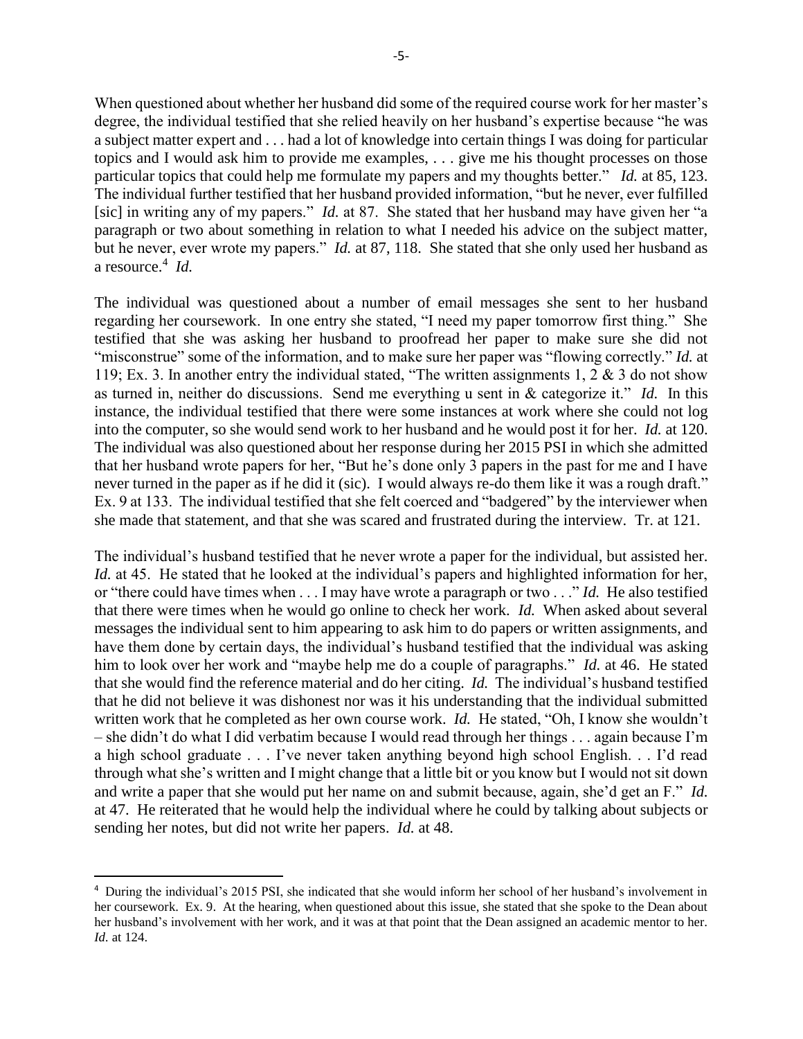When questioned about whether her husband did some of the required course work for her master's degree, the individual testified that she relied heavily on her husband's expertise because "he was a subject matter expert and . . . had a lot of knowledge into certain things I was doing for particular topics and I would ask him to provide me examples, . . . give me his thought processes on those particular topics that could help me formulate my papers and my thoughts better." *Id.* at 85, 123. The individual further testified that her husband provided information, "but he never, ever fulfilled [sic] in writing any of my papers." *Id.* at 87. She stated that her husband may have given her "a paragraph or two about something in relation to what I needed his advice on the subject matter, but he never, ever wrote my papers." *Id.* at 87, 118. She stated that she only used her husband as a resource.[4] *Id.*

The individual was questioned about a number of email messages she sent to her husband regarding her coursework. In one entry she stated, "I need my paper tomorrow first thing." She testified that she was asking her husband to proofread her paper to make sure she did not "misconstrue" some of the information, and to make sure her paper was "flowing correctly." *Id.* at 119; Ex. 3. In another entry the individual stated, "The written assignments 1, 2 & 3 do not show as turned in, neither do discussions. Send me everything u sent in & categorize it." *Id.* In this instance, the individual testified that there were some instances at work where she could not log into the computer, so she would send work to her husband and he would post it for her. *Id.* at 120. The individual was also questioned about her response during her 2015 PSI in which she admitted that her husband wrote papers for her, "But he's done only 3 papers in the past for me and I have never turned in the paper as if he did it (sic). I would always re-do them like it was a rough draft." Ex. 9 at 133. The individual testified that she felt coerced and "badgered" by the interviewer when she made that statement, and that she was scared and frustrated during the interview. Tr. at 121.

The individual's husband testified that he never wrote a paper for the individual, but assisted her. *Id.* at 45. He stated that he looked at the individual's papers and highlighted information for her, or "there could have times when . . . I may have wrote a paragraph or two . . ." *Id.* He also testified that there were times when he would go online to check her work. *Id.* When asked about several messages the individual sent to him appearing to ask him to do papers or written assignments, and have them done by certain days, the individual's husband testified that the individual was asking him to look over her work and "maybe help me do a couple of paragraphs." *Id.* at 46. He stated that she would find the reference material and do her citing. *Id.* The individual's husband testified that he did not believe it was dishonest nor was it his understanding that the individual submitted written work that he completed as her own course work. *Id.* He stated, "Oh, I know she wouldn't – she didn't do what I did verbatim because I would read through her things . . . again because I'm a high school graduate . . . I've never taken anything beyond high school English. . . I'd read through what she's written and I might change that a little bit or you know but I would not sit down and write a paper that she would put her name on and submit because, again, she'd get an F." *Id.* at 47. He reiterated that he would help the individual where he could by talking about subjects or sending her notes, but did not write her papers. *Id.* at 48.

[4] During the individual's 2015 PSI, she indicated that she would inform her school of her husband's involvement in her coursework. Ex. 9. At the hearing, when questioned about this issue, she stated that she spoke to the Dean about her husband's involvement with her work, and it was at that point that the Dean assigned an academic mentor to her. *Id.* at 124.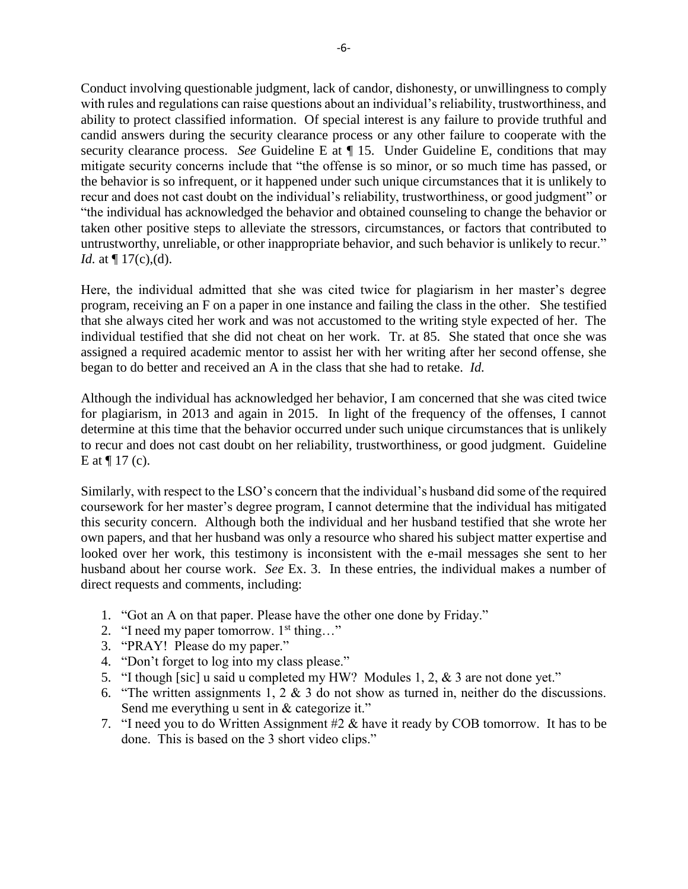Conduct involving questionable judgment, lack of candor, dishonesty, or unwillingness to comply with rules and regulations can raise questions about an individual's reliability, trustworthiness, and ability to protect classified information. Of special interest is any failure to provide truthful and candid answers during the security clearance process or any other failure to cooperate with the security clearance process. *See* Guideline E at ¶ 15. Under Guideline E, conditions that may mitigate security concerns include that "the offense is so minor, or so much time has passed, or the behavior is so infrequent, or it happened under such unique circumstances that it is unlikely to recur and does not cast doubt on the individual's reliability, trustworthiness, or good judgment" or "the individual has acknowledged the behavior and obtained counseling to change the behavior or taken other positive steps to alleviate the stressors, circumstances, or factors that contributed to untrustworthy, unreliable, or other inappropriate behavior, and such behavior is unlikely to recur." *Id.* at ¶ 17(c),(d).

Here, the individual admitted that she was cited twice for plagiarism in her master's degree program, receiving an F on a paper in one instance and failing the class in the other. She testified that she always cited her work and was not accustomed to the writing style expected of her. The individual testified that she did not cheat on her work. Tr. at 85. She stated that once she was assigned a required academic mentor to assist her with her writing after her second offense, she began to do better and received an A in the class that she had to retake. *Id.*

Although the individual has acknowledged her behavior, I am concerned that she was cited twice for plagiarism, in 2013 and again in 2015. In light of the frequency of the offenses, I cannot determine at this time that the behavior occurred under such unique circumstances that is unlikely to recur and does not cast doubt on her reliability, trustworthiness, or good judgment. Guideline E at ¶ 17 (c).

Similarly, with respect to the LSO's concern that the individual's husband did some of the required coursework for her master's degree program, I cannot determine that the individual has mitigated this security concern. Although both the individual and her husband testified that she wrote her own papers, and that her husband was only a resource who shared his subject matter expertise and looked over her work, this testimony is inconsistent with the e-mail messages she sent to her husband about her course work. *See* Ex. 3. In these entries, the individual makes a number of direct requests and comments, including:

1. "Got an A on that paper. Please have the other one done by Friday."
2. "I need my paper tomorrow. 1st thing…"
3. "PRAY! Please do my paper."
4. "Don't forget to log into my class please."
5. "I though [sic] u said u completed my HW? Modules 1, 2, & 3 are not done yet."
6. "The written assignments 1, 2 & 3 do not show as turned in, neither do the discussions. Send me everything u sent in & categorize it."
7. "I need you to do Written Assignment #2 & have it ready by COB tomorrow. It has to be done. This is based on the 3 short video clips."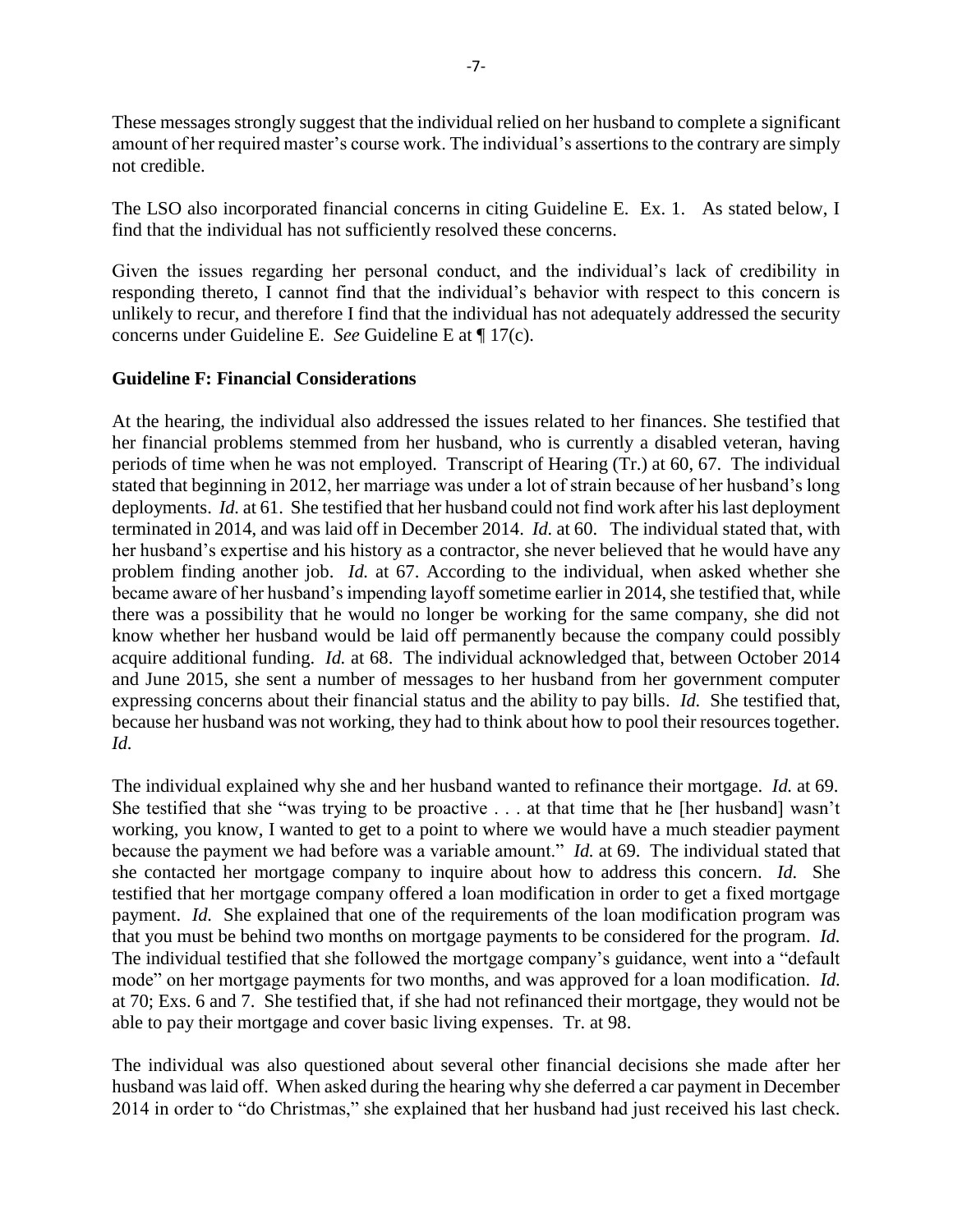These messages strongly suggest that the individual relied on her husband to complete a significant amount of her required master's course work. The individual's assertions to the contrary are simply not credible.

The LSO also incorporated financial concerns in citing Guideline E. Ex. 1. As stated below, I find that the individual has not sufficiently resolved these concerns.

Given the issues regarding her personal conduct, and the individual's lack of credibility in responding thereto, I cannot find that the individual's behavior with respect to this concern is unlikely to recur, and therefore I find that the individual has not adequately addressed the security concerns under Guideline E. *See* Guideline E at ¶ 17(c).

**Guideline F: Financial Considerations**

At the hearing, the individual also addressed the issues related to her finances. She testified that her financial problems stemmed from her husband, who is currently a disabled veteran, having periods of time when he was not employed. Transcript of Hearing (Tr.) at 60, 67. The individual stated that beginning in 2012, her marriage was under a lot of strain because of her husband's long deployments. *Id.* at 61. She testified that her husband could not find work after his last deployment terminated in 2014, and was laid off in December 2014. *Id.* at 60. The individual stated that, with her husband's expertise and his history as a contractor, she never believed that he would have any problem finding another job. *Id.* at 67. According to the individual, when asked whether she became aware of her husband's impending layoff sometime earlier in 2014, she testified that, while there was a possibility that he would no longer be working for the same company, she did not know whether her husband would be laid off permanently because the company could possibly acquire additional funding. *Id.* at 68. The individual acknowledged that, between October 2014 and June 2015, she sent a number of messages to her husband from her government computer expressing concerns about their financial status and the ability to pay bills. *Id.* She testified that, because her husband was not working, they had to think about how to pool their resources together. *Id.*

The individual explained why she and her husband wanted to refinance their mortgage. *Id.* at 69. She testified that she "was trying to be proactive . . . at that time that he [her husband] wasn't working, you know, I wanted to get to a point to where we would have a much steadier payment because the payment we had before was a variable amount." *Id.* at 69. The individual stated that she contacted her mortgage company to inquire about how to address this concern. *Id.* She testified that her mortgage company offered a loan modification in order to get a fixed mortgage payment. *Id.* She explained that one of the requirements of the loan modification program was that you must be behind two months on mortgage payments to be considered for the program. *Id.* The individual testified that she followed the mortgage company's guidance, went into a "default mode" on her mortgage payments for two months, and was approved for a loan modification. *Id.* at 70; Exs. 6 and 7. She testified that, if she had not refinanced their mortgage, they would not be able to pay their mortgage and cover basic living expenses. Tr. at 98.

The individual was also questioned about several other financial decisions she made after her husband was laid off. When asked during the hearing why she deferred a car payment in December 2014 in order to "do Christmas," she explained that her husband had just received his last check.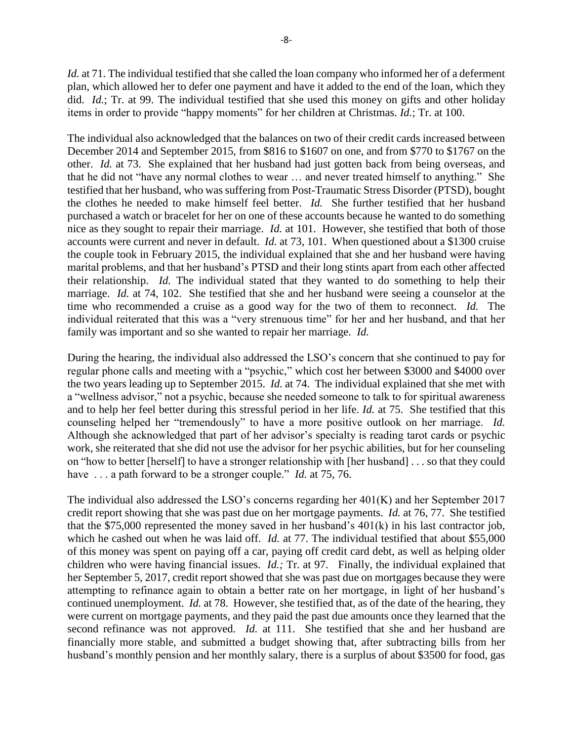*Id.* at 71. The individual testified that she called the loan company who informed her of a deferment plan, which allowed her to defer one payment and have it added to the end of the loan, which they did. *Id.*; Tr. at 99. The individual testified that she used this money on gifts and other holiday items in order to provide "happy moments" for her children at Christmas. *Id.*; Tr. at 100.

The individual also acknowledged that the balances on two of their credit cards increased between December 2014 and September 2015, from $816 to $1607 on one, and from $770 to $1767 on the other. *Id.* at 73. She explained that her husband had just gotten back from being overseas, and that he did not "have any normal clothes to wear … and never treated himself to anything." She testified that her husband, who was suffering from Post-Traumatic Stress Disorder (PTSD), bought the clothes he needed to make himself feel better. *Id.* She further testified that her husband purchased a watch or bracelet for her on one of these accounts because he wanted to do something nice as they sought to repair their marriage. *Id.* at 101. However, she testified that both of those accounts were current and never in default. *Id.* at 73, 101. When questioned about a $1300 cruise the couple took in February 2015, the individual explained that she and her husband were having marital problems, and that her husband's PTSD and their long stints apart from each other affected their relationship. *Id.* The individual stated that they wanted to do something to help their marriage. *Id.* at 74, 102. She testified that she and her husband were seeing a counselor at the time who recommended a cruise as a good way for the two of them to reconnect. *Id.* The individual reiterated that this was a "very strenuous time" for her and her husband, and that her family was important and so she wanted to repair her marriage. *Id.*

During the hearing, the individual also addressed the LSO's concern that she continued to pay for regular phone calls and meeting with a "psychic," which cost her between $3000 and $4000 over the two years leading up to September 2015. *Id.* at 74. The individual explained that she met with a "wellness advisor," not a psychic, because she needed someone to talk to for spiritual awareness and to help her feel better during this stressful period in her life. *Id.* at 75. She testified that this counseling helped her "tremendously" to have a more positive outlook on her marriage. *Id.* Although she acknowledged that part of her advisor's specialty is reading tarot cards or psychic work, she reiterated that she did not use the advisor for her psychic abilities, but for her counseling on "how to better [herself] to have a stronger relationship with [her husband] . . . so that they could have . . . a path forward to be a stronger couple." *Id.* at 75, 76.

The individual also addressed the LSO's concerns regarding her 401(K) and her September 2017 credit report showing that she was past due on her mortgage payments. *Id.* at 76, 77. She testified that the $75,000 represented the money saved in her husband's 401(k) in his last contractor job, which he cashed out when he was laid off. *Id.* at 77. The individual testified that about $55,000 of this money was spent on paying off a car, paying off credit card debt, as well as helping older children who were having financial issues. *Id.;* Tr. at 97. Finally, the individual explained that her September 5, 2017, credit report showed that she was past due on mortgages because they were attempting to refinance again to obtain a better rate on her mortgage, in light of her husband's continued unemployment. *Id.* at 78. However, she testified that, as of the date of the hearing, they were current on mortgage payments, and they paid the past due amounts once they learned that the second refinance was not approved. *Id.* at 111. She testified that she and her husband are financially more stable, and submitted a budget showing that, after subtracting bills from her husband's monthly pension and her monthly salary, there is a surplus of about $3500 for food, gas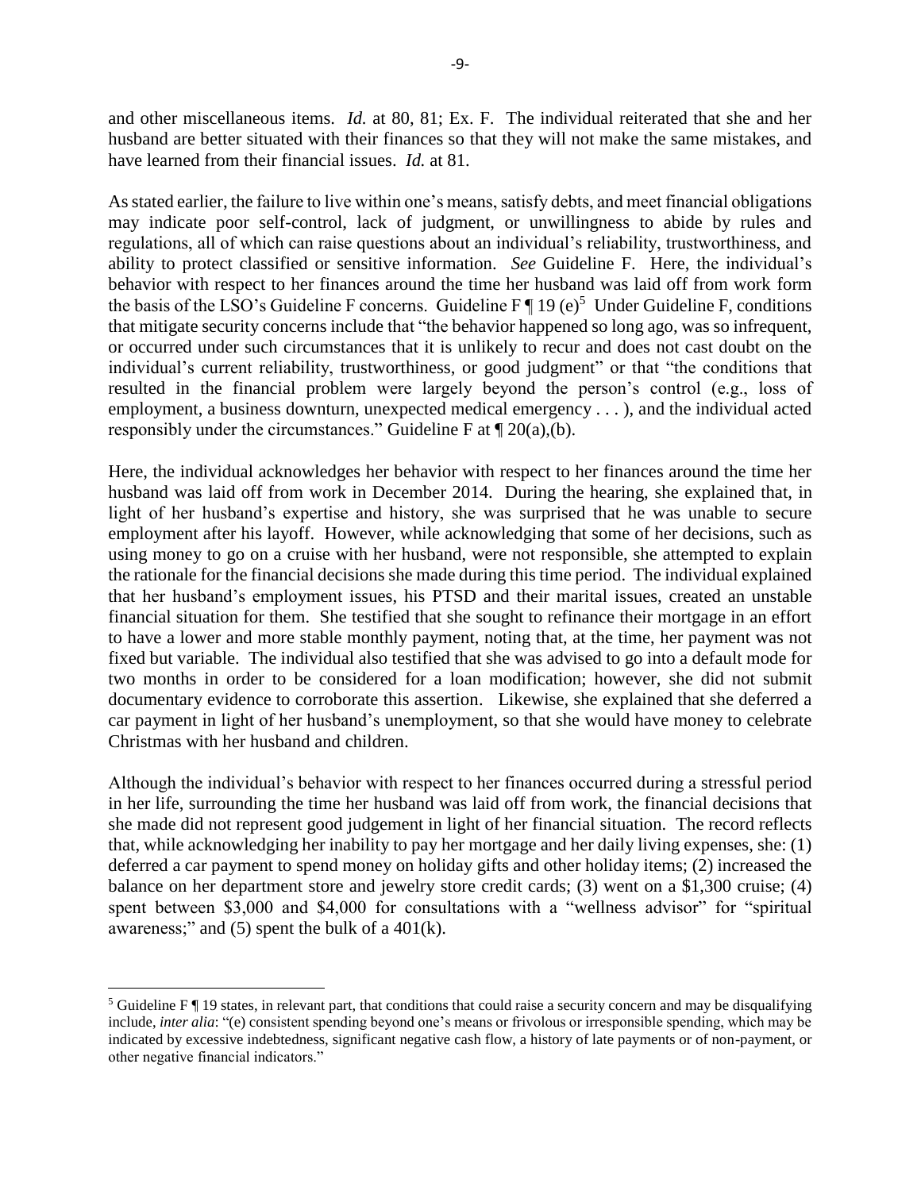and other miscellaneous items. *Id.* at 80, 81; Ex. F. The individual reiterated that she and her husband are better situated with their finances so that they will not make the same mistakes, and have learned from their financial issues. *Id.* at 81.

As stated earlier, the failure to live within one's means, satisfy debts, and meet financial obligations may indicate poor self-control, lack of judgment, or unwillingness to abide by rules and regulations, all of which can raise questions about an individual's reliability, trustworthiness, and ability to protect classified or sensitive information. *See* Guideline F. Here, the individual's behavior with respect to her finances around the time her husband was laid off from work form the basis of the LSO's Guideline F concerns. Guideline F ¶ 19 (e)[5] Under Guideline F, conditions that mitigate security concerns include that "the behavior happened so long ago, was so infrequent, or occurred under such circumstances that it is unlikely to recur and does not cast doubt on the individual's current reliability, trustworthiness, or good judgment" or that "the conditions that resulted in the financial problem were largely beyond the person's control (e.g., loss of employment, a business downturn, unexpected medical emergency . . . ), and the individual acted responsibly under the circumstances." Guideline F at ¶ 20(a),(b).

Here, the individual acknowledges her behavior with respect to her finances around the time her husband was laid off from work in December 2014. During the hearing, she explained that, in light of her husband's expertise and history, she was surprised that he was unable to secure employment after his layoff. However, while acknowledging that some of her decisions, such as using money to go on a cruise with her husband, were not responsible, she attempted to explain the rationale for the financial decisions she made during this time period. The individual explained that her husband's employment issues, his PTSD and their marital issues, created an unstable financial situation for them. She testified that she sought to refinance their mortgage in an effort to have a lower and more stable monthly payment, noting that, at the time, her payment was not fixed but variable. The individual also testified that she was advised to go into a default mode for two months in order to be considered for a loan modification; however, she did not submit documentary evidence to corroborate this assertion. Likewise, she explained that she deferred a car payment in light of her husband's unemployment, so that she would have money to celebrate Christmas with her husband and children.

Although the individual's behavior with respect to her finances occurred during a stressful period in her life, surrounding the time her husband was laid off from work, the financial decisions that she made did not represent good judgement in light of her financial situation. The record reflects that, while acknowledging her inability to pay her mortgage and her daily living expenses, she: (1) deferred a car payment to spend money on holiday gifts and other holiday items; (2) increased the balance on her department store and jewelry store credit cards; (3) went on a $1,300 cruise; (4) spent between $3,000 and $4,000 for consultations with a "wellness advisor" for "spiritual awareness;" and (5) spent the bulk of a 401(k).

[5] Guideline F ¶ 19 states, in relevant part, that conditions that could raise a security concern and may be disqualifying include, *inter alia*: "(e) consistent spending beyond one's means or frivolous or irresponsible spending, which may be indicated by excessive indebtedness, significant negative cash flow, a history of late payments or of non-payment, or other negative financial indicators."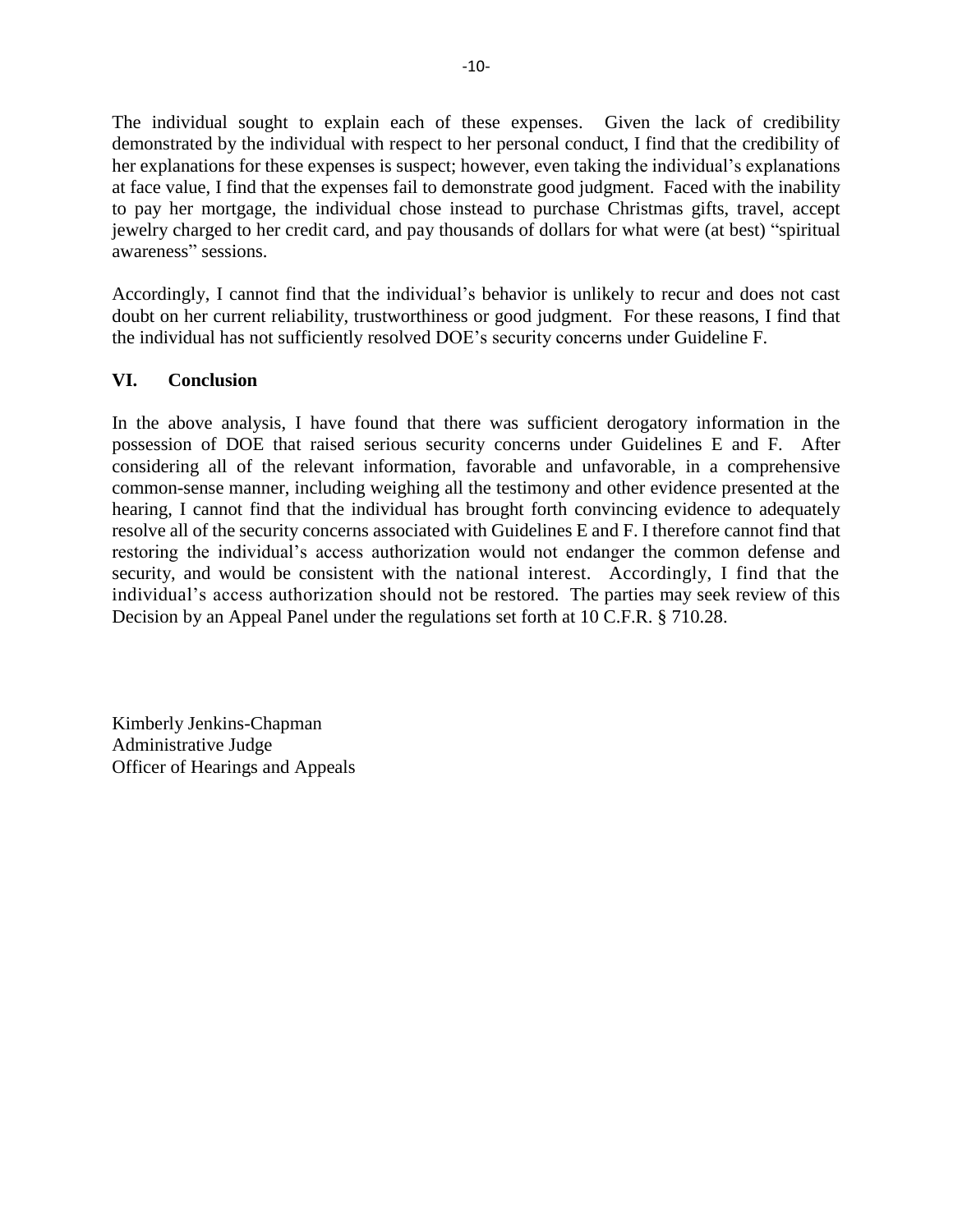The individual sought to explain each of these expenses. Given the lack of credibility demonstrated by the individual with respect to her personal conduct, I find that the credibility of her explanations for these expenses is suspect; however, even taking the individual's explanations at face value, I find that the expenses fail to demonstrate good judgment. Faced with the inability to pay her mortgage, the individual chose instead to purchase Christmas gifts, travel, accept jewelry charged to her credit card, and pay thousands of dollars for what were (at best) "spiritual awareness" sessions.

Accordingly, I cannot find that the individual's behavior is unlikely to recur and does not cast doubt on her current reliability, trustworthiness or good judgment. For these reasons, I find that the individual has not sufficiently resolved DOE's security concerns under Guideline F.

## VI. Conclusion

In the above analysis, I have found that there was sufficient derogatory information in the possession of DOE that raised serious security concerns under Guidelines E and F. After considering all of the relevant information, favorable and unfavorable, in a comprehensive common-sense manner, including weighing all the testimony and other evidence presented at the hearing, I cannot find that the individual has brought forth convincing evidence to adequately resolve all of the security concerns associated with Guidelines E and F. I therefore cannot find that restoring the individual's access authorization would not endanger the common defense and security, and would be consistent with the national interest. Accordingly, I find that the individual's access authorization should not be restored. The parties may seek review of this Decision by an Appeal Panel under the regulations set forth at 10 C.F.R. § 710.28.

Kimberly Jenkins-Chapman
Administrative Judge
Officer of Hearings and Appeals